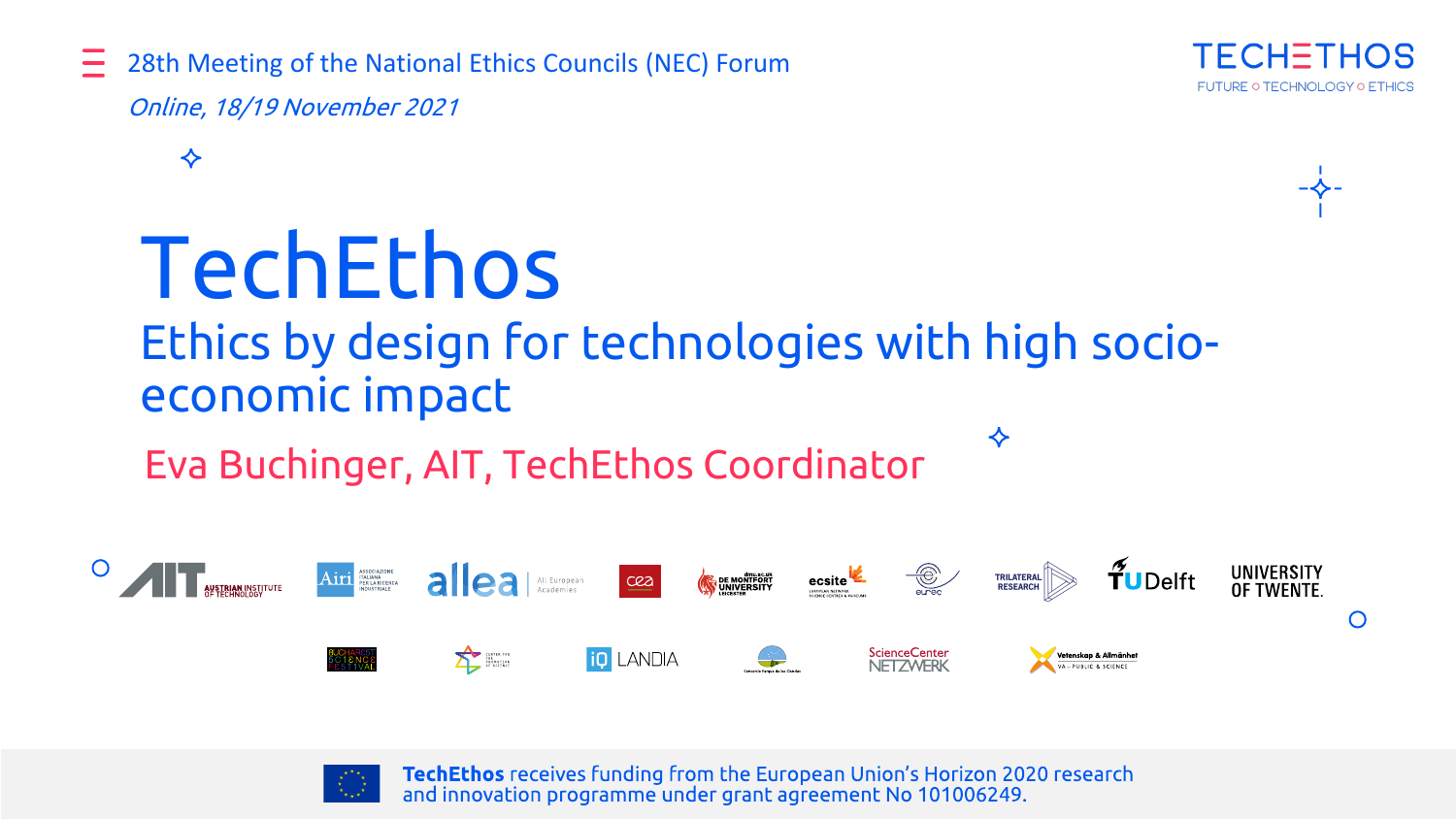28th Meeting of the National Ethics Councils (NEC) Forum

*Online, 18/19 November 2021*

TECHETHOS
FUTURE ○ TECHNOLOGY ○ ETHICS

# TechEthos

## Ethics by design for technologies with high socio-economic impact

Eva Buchinger, AIT, TechEthos Coordinator

**TechEthos** receives funding from the European Union's Horizon 2020 research and innovation programme under grant agreement No 101006249.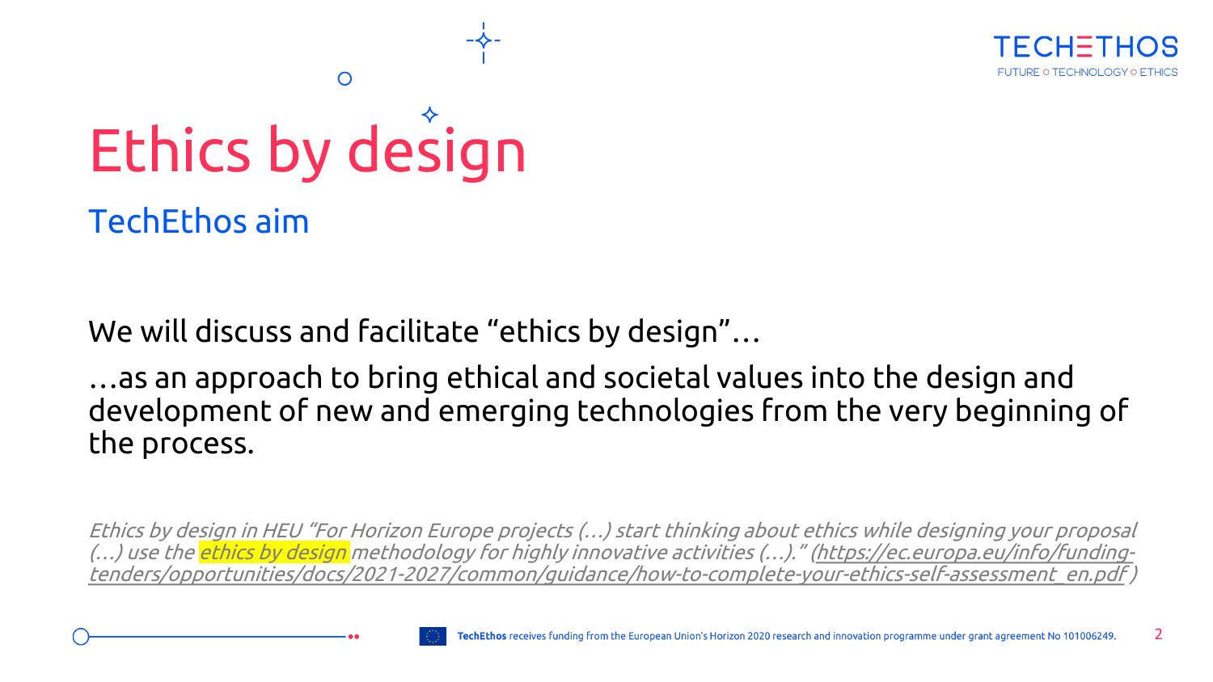# Ethics by design

## TechEthos aim

We will discuss and facilitate “ethics by design”…

…as an approach to bring ethical and societal values into the design and development of new and emerging technologies from the very beginning of the process.

*Ethics by design in HEU “For Horizon Europe projects (…) start thinking about ethics while designing your proposal (…) use the ethics by design methodology for highly innovative activities (…).” (https://ec.europa.eu/info/funding-tenders/opportunities/docs/2021-2027/common/guidance/how-to-complete-your-ethics-self-assessment_en.pdf )*

**TechEthos** receives funding from the European Union’s Horizon 2020 research and innovation programme under grant agreement No 101006249.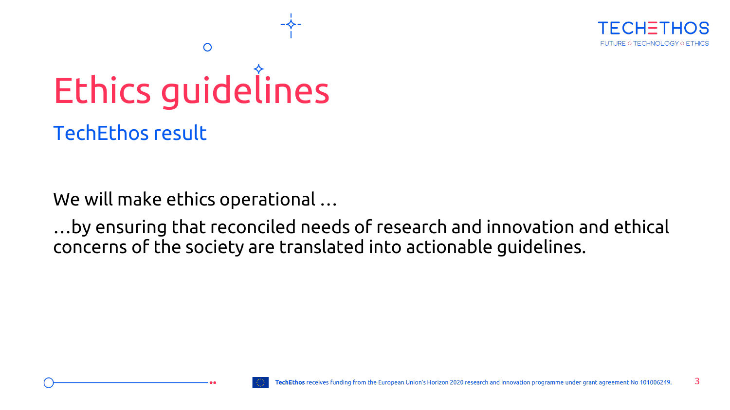# Ethics guidelines

## TechEthos result

We will make ethics operational …

…by ensuring that reconciled needs of research and innovation and ethical concerns of the society are translated into actionable guidelines.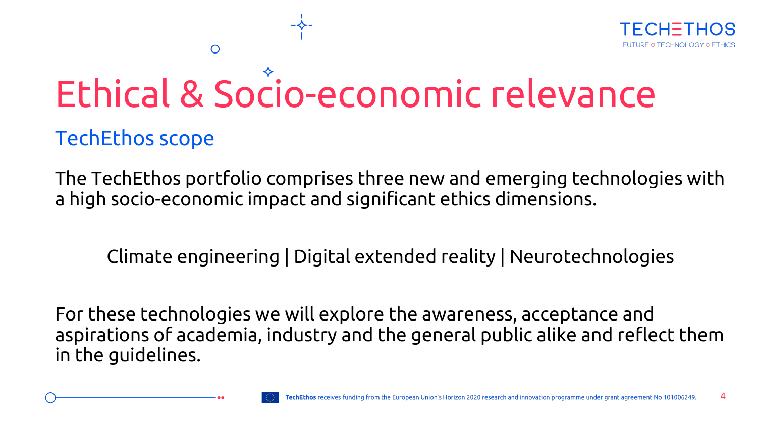# Ethical & Socio-economic relevance

## TechEthos scope

The TechEthos portfolio comprises three new and emerging technologies with a high socio-economic impact and significant ethics dimensions.

Climate engineering | Digital extended reality | Neurotechnologies

For these technologies we will explore the awareness, acceptance and aspirations of academia, industry and the general public alike and reflect them in the guidelines.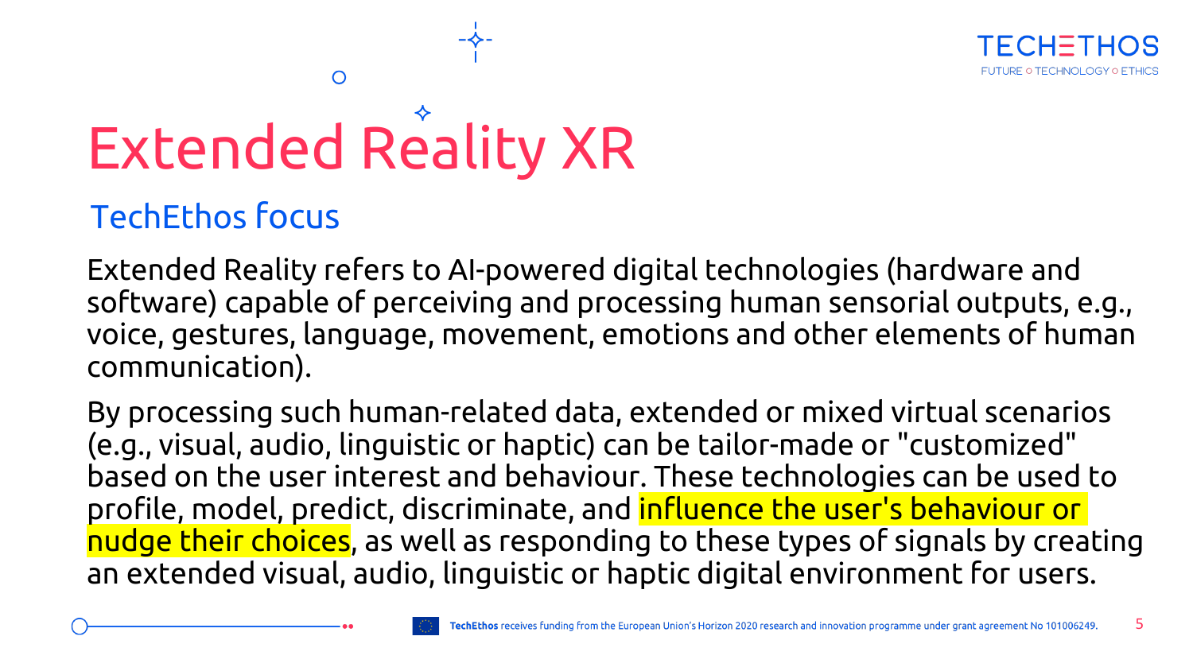# Extended Reality XR

## TechEthos focus

Extended Reality refers to AI-powered digital technologies (hardware and software) capable of perceiving and processing human sensorial outputs, e.g., voice, gestures, language, movement, emotions and other elements of human communication).

By processing such human-related data, extended or mixed virtual scenarios (e.g., visual, audio, linguistic or haptic) can be tailor-made or "customized" based on the user interest and behaviour. These technologies can be used to profile, model, predict, discriminate, and influence the user's behaviour or nudge their choices, as well as responding to these types of signals by creating an extended visual, audio, linguistic or haptic digital environment for users.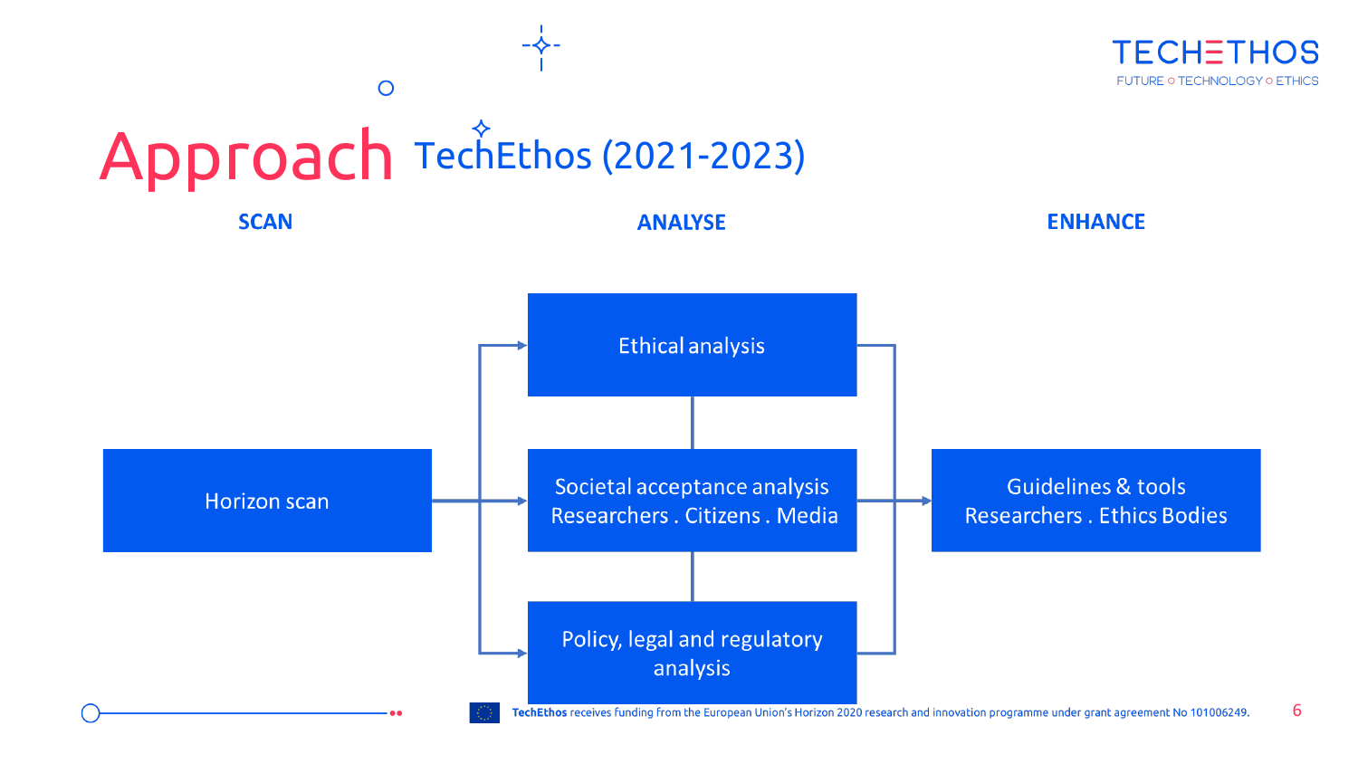# Approach TechEthos (2021-2023)

**SCAN**

**ANALYSE**

**ENHANCE**

- Horizon scan
- Ethical analysis
- Societal acceptance analysis
  Researchers . Citizens . Media
- Policy, legal and regulatory analysis
- Guidelines & tools
  Researchers . Ethics Bodies

**TechEthos** receives funding from the European Union's Horizon 2020 research and innovation programme under grant agreement No 101006249.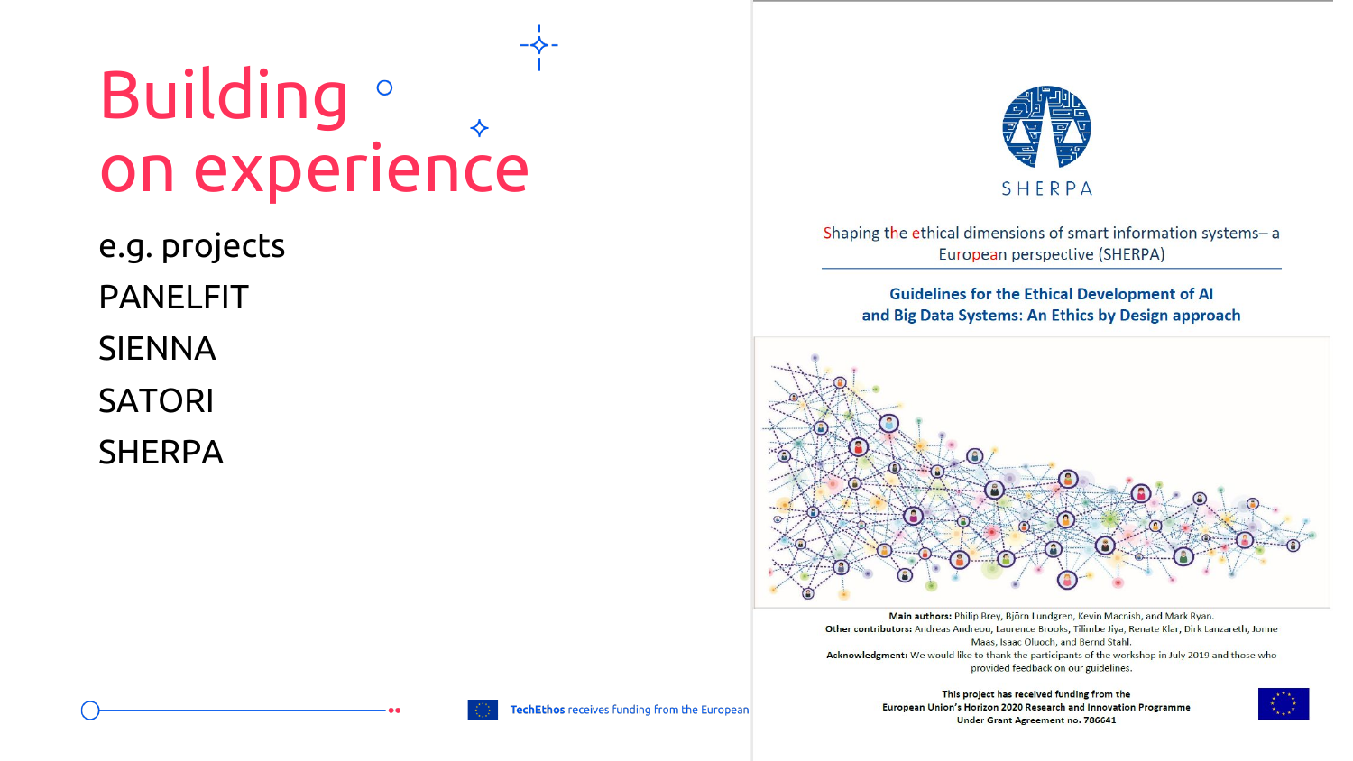# Building on experience

e.g. projects

PANELFIT

SIENNA

SATORI

SHERPA

SHERPA

Shaping the ethical dimensions of smart information systems– a European perspective (SHERPA)

**Guidelines for the Ethical Development of AI and Big Data Systems: An Ethics by Design approach**

**Main authors:** Philip Brey, Björn Lundgren, Kevin Macnish, and Mark Ryan.

**Other contributors:** Andreas Andreou, Laurence Brooks, Tilimbe Jiya, Renate Klar, Dirk Lanzareth, Jonne Maas, Isaac Oluoch, and Bernd Stahl.

**Acknowledgment:** We would like to thank the participants of the workshop in July 2019 and those who provided feedback on our guidelines.

**This project has received funding from the European Union's Horizon 2020 Research and Innovation Programme Under Grant Agreement no. 786641**

**TechEthos** receives funding from the European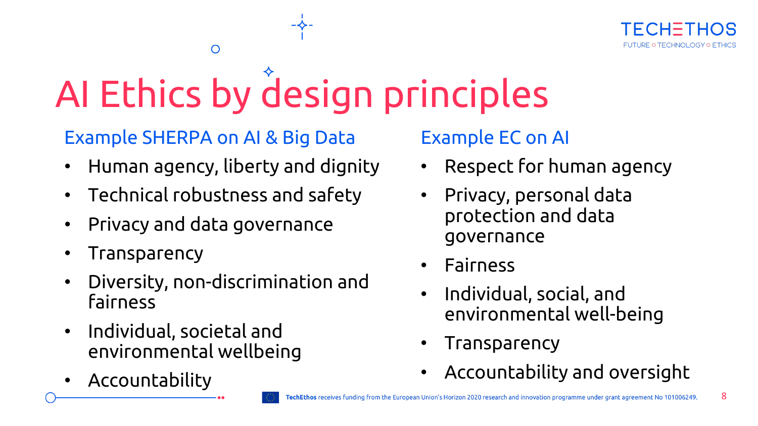# AI Ethics by design principles

## Example SHERPA on AI & Big Data

- Human agency, liberty and dignity
- Technical robustness and safety
- Privacy and data governance
- Transparency
- Diversity, non-discrimination and fairness
- Individual, societal and environmental wellbeing
- Accountability

## Example EC on AI

- Respect for human agency
- Privacy, personal data protection and data governance
- Fairness
- Individual, social, and environmental well-being
- Transparency
- Accountability and oversight

**TechEthos** receives funding from the European Union's Horizon 2020 research and innovation programme under grant agreement No 101006249.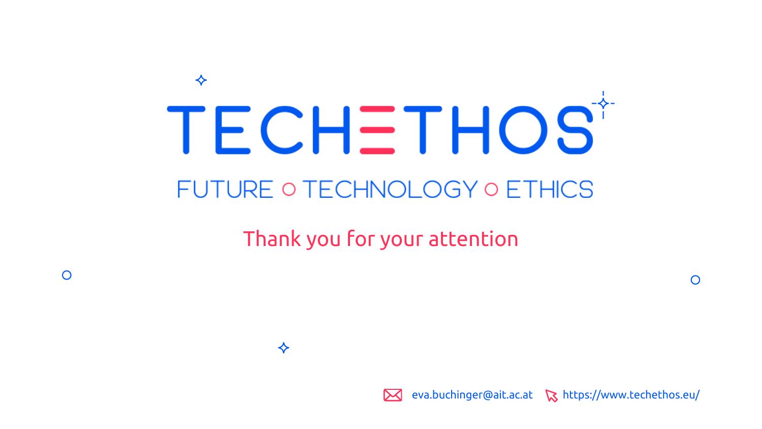# TECHETHOS

FUTURE ○ TECHNOLOGY ○ ETHICS

Thank you for your attention

eva.buchinger@ait.ac.at https://www.techethos.eu/